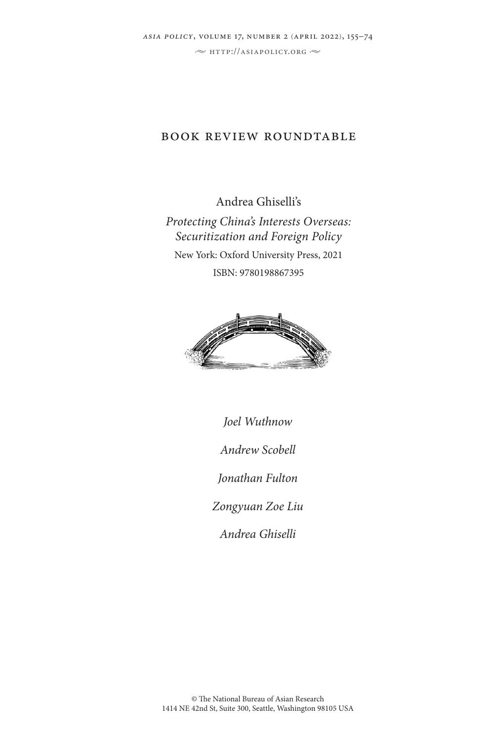# BOOK REVIEW ROUNDTABLE

Andrea Ghiselli's

*Protecting China's Interests Overseas: Securitization and Foreign Policy*

New York: Oxford University Press, 2021

ISBN: 9780198867395

*Joel Wuthnow*

*Andrew Scobell*

*Jonathan Fulton*

*Zongyuan Zoe Liu*

*Andrea Ghiselli*

© The National Bureau of Asian Research
1414 NE 42nd St, Suite 300, Seattle, Washington 98105 USA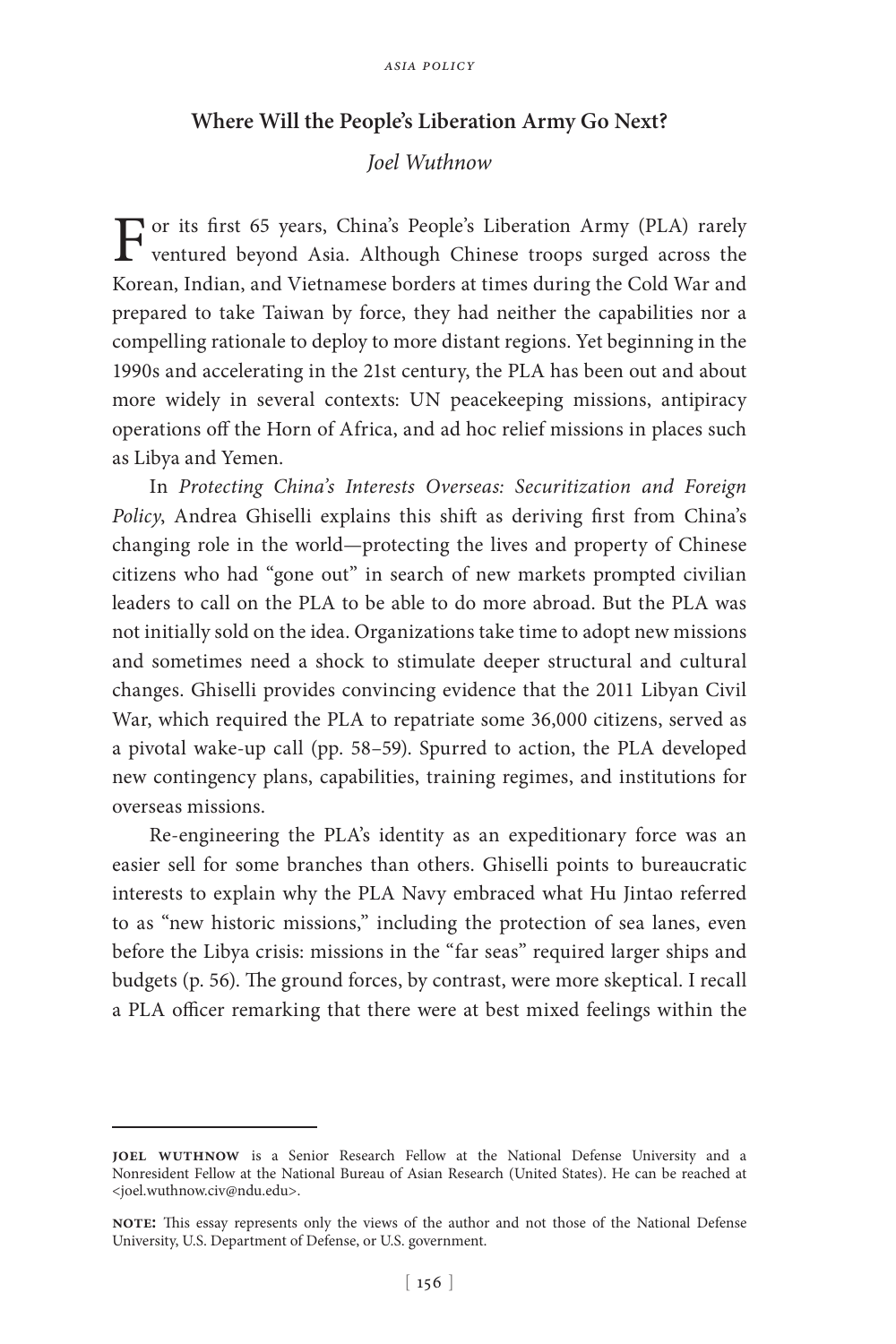## Where Will the People's Liberation Army Go Next?

*Joel Wuthnow*

For its first 65 years, China's People's Liberation Army (PLA) rarely ventured beyond Asia. Although Chinese troops surged across the Korean, Indian, and Vietnamese borders at times during the Cold War and prepared to take Taiwan by force, they had neither the capabilities nor a compelling rationale to deploy to more distant regions. Yet beginning in the 1990s and accelerating in the 21st century, the PLA has been out and about more widely in several contexts: UN peacekeeping missions, antipiracy operations off the Horn of Africa, and ad hoc relief missions in places such as Libya and Yemen.

In *Protecting China's Interests Overseas: Securitization and Foreign Policy*, Andrea Ghiselli explains this shift as deriving first from China's changing role in the world—protecting the lives and property of Chinese citizens who had "gone out" in search of new markets prompted civilian leaders to call on the PLA to be able to do more abroad. But the PLA was not initially sold on the idea. Organizations take time to adopt new missions and sometimes need a shock to stimulate deeper structural and cultural changes. Ghiselli provides convincing evidence that the 2011 Libyan Civil War, which required the PLA to repatriate some 36,000 citizens, served as a pivotal wake-up call (pp. 58–59). Spurred to action, the PLA developed new contingency plans, capabilities, training regimes, and institutions for overseas missions.

Re-engineering the PLA's identity as an expeditionary force was an easier sell for some branches than others. Ghiselli points to bureaucratic interests to explain why the PLA Navy embraced what Hu Jintao referred to as "new historic missions," including the protection of sea lanes, even before the Libya crisis: missions in the "far seas" required larger ships and budgets (p. 56). The ground forces, by contrast, were more skeptical. I recall a PLA officer remarking that there were at best mixed feelings within the

---

**JOEL WUTHNOW** is a Senior Research Fellow at the National Defense University and a Nonresident Fellow at the National Bureau of Asian Research (United States). He can be reached at <joel.wuthnow.civ@ndu.edu>.

**NOTE:** This essay represents only the views of the author and not those of the National Defense University, U.S. Department of Defense, or U.S. government.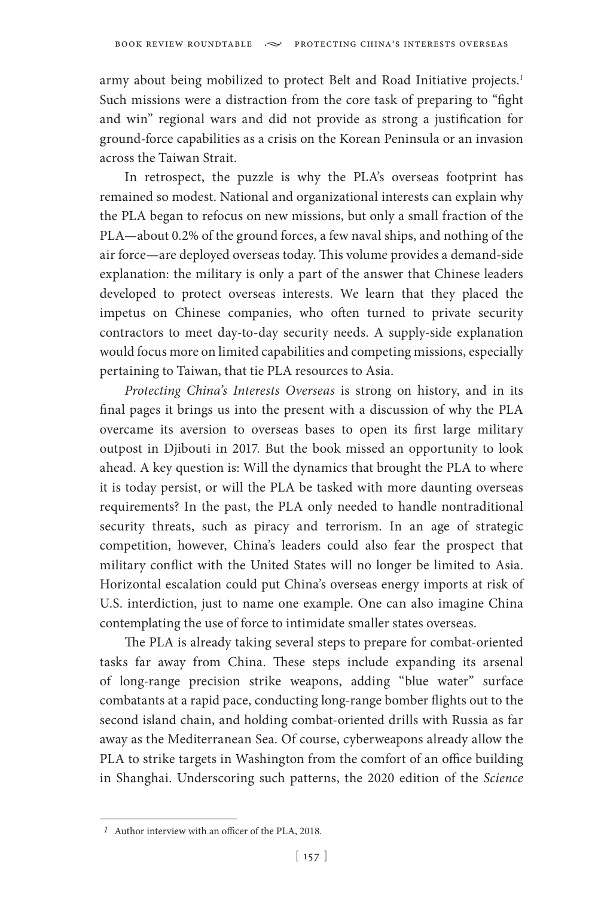army about being mobilized to protect Belt and Road Initiative projects.[1] Such missions were a distraction from the core task of preparing to "fight and win" regional wars and did not provide as strong a justification for ground-force capabilities as a crisis on the Korean Peninsula or an invasion across the Taiwan Strait.

In retrospect, the puzzle is why the PLA's overseas footprint has remained so modest. National and organizational interests can explain why the PLA began to refocus on new missions, but only a small fraction of the PLA—about 0.2% of the ground forces, a few naval ships, and nothing of the air force—are deployed overseas today. This volume provides a demand-side explanation: the military is only a part of the answer that Chinese leaders developed to protect overseas interests. We learn that they placed the impetus on Chinese companies, who often turned to private security contractors to meet day-to-day security needs. A supply-side explanation would focus more on limited capabilities and competing missions, especially pertaining to Taiwan, that tie PLA resources to Asia.

*Protecting China's Interests Overseas* is strong on history, and in its final pages it brings us into the present with a discussion of why the PLA overcame its aversion to overseas bases to open its first large military outpost in Djibouti in 2017. But the book missed an opportunity to look ahead. A key question is: Will the dynamics that brought the PLA to where it is today persist, or will the PLA be tasked with more daunting overseas requirements? In the past, the PLA only needed to handle nontraditional security threats, such as piracy and terrorism. In an age of strategic competition, however, China's leaders could also fear the prospect that military conflict with the United States will no longer be limited to Asia. Horizontal escalation could put China's overseas energy imports at risk of U.S. interdiction, just to name one example. One can also imagine China contemplating the use of force to intimidate smaller states overseas.

The PLA is already taking several steps to prepare for combat-oriented tasks far away from China. These steps include expanding its arsenal of long-range precision strike weapons, adding "blue water" surface combatants at a rapid pace, conducting long-range bomber flights out to the second island chain, and holding combat-oriented drills with Russia as far away as the Mediterranean Sea. Of course, cyberweapons already allow the PLA to strike targets in Washington from the comfort of an office building in Shanghai. Underscoring such patterns, the 2020 edition of the *Science*

---

[1] Author interview with an officer of the PLA, 2018.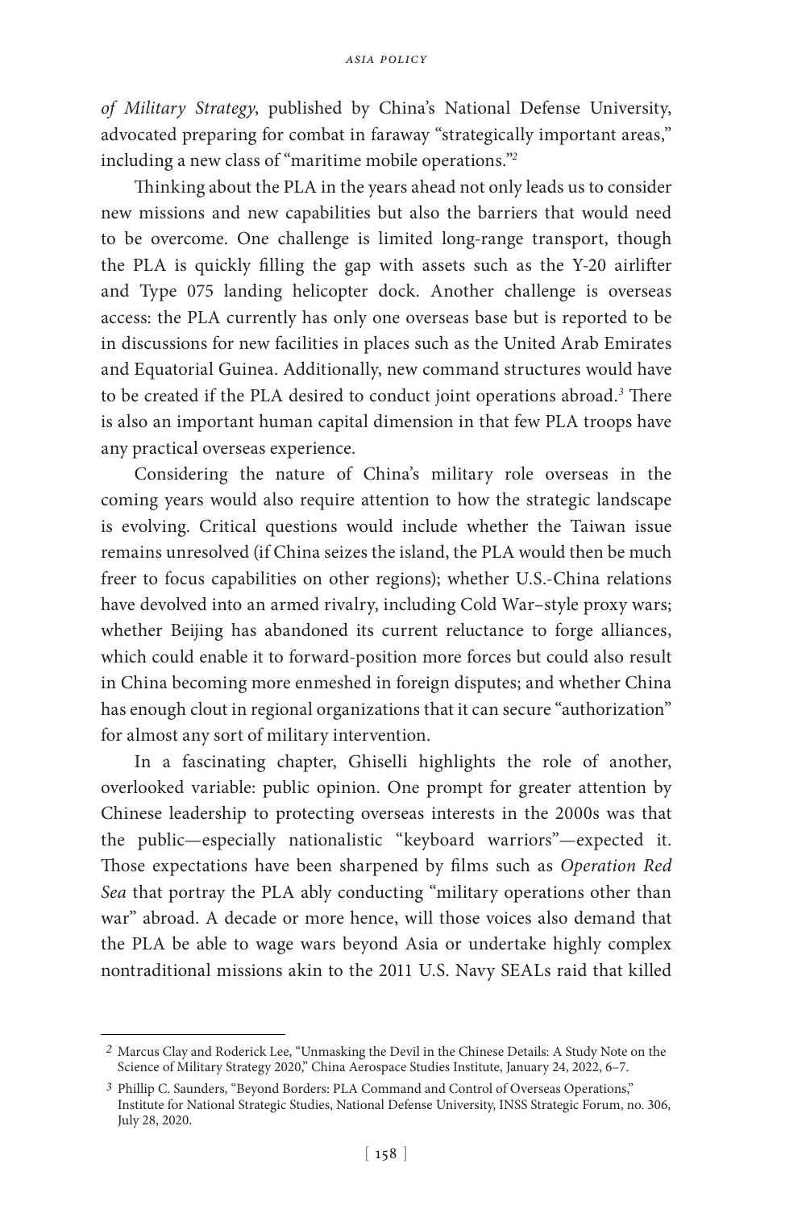*of Military Strategy*, published by China's National Defense University, advocated preparing for combat in faraway "strategically important areas," including a new class of "maritime mobile operations."[2]

Thinking about the PLA in the years ahead not only leads us to consider new missions and new capabilities but also the barriers that would need to be overcome. One challenge is limited long-range transport, though the PLA is quickly filling the gap with assets such as the Y-20 airlifter and Type 075 landing helicopter dock. Another challenge is overseas access: the PLA currently has only one overseas base but is reported to be in discussions for new facilities in places such as the United Arab Emirates and Equatorial Guinea. Additionally, new command structures would have to be created if the PLA desired to conduct joint operations abroad.[3] There is also an important human capital dimension in that few PLA troops have any practical overseas experience.

Considering the nature of China's military role overseas in the coming years would also require attention to how the strategic landscape is evolving. Critical questions would include whether the Taiwan issue remains unresolved (if China seizes the island, the PLA would then be much freer to focus capabilities on other regions); whether U.S.-China relations have devolved into an armed rivalry, including Cold War–style proxy wars; whether Beijing has abandoned its current reluctance to forge alliances, which could enable it to forward-position more forces but could also result in China becoming more enmeshed in foreign disputes; and whether China has enough clout in regional organizations that it can secure "authorization" for almost any sort of military intervention.

In a fascinating chapter, Ghiselli highlights the role of another, overlooked variable: public opinion. One prompt for greater attention by Chinese leadership to protecting overseas interests in the 2000s was that the public—especially nationalistic "keyboard warriors"—expected it. Those expectations have been sharpened by films such as *Operation Red Sea* that portray the PLA ably conducting "military operations other than war" abroad. A decade or more hence, will those voices also demand that the PLA be able to wage wars beyond Asia or undertake highly complex nontraditional missions akin to the 2011 U.S. Navy SEALs raid that killed

---

[2] Marcus Clay and Roderick Lee, "Unmasking the Devil in the Chinese Details: A Study Note on the Science of Military Strategy 2020," China Aerospace Studies Institute, January 24, 2022, 6–7.

[3] Phillip C. Saunders, "Beyond Borders: PLA Command and Control of Overseas Operations," Institute for National Strategic Studies, National Defense University, INSS Strategic Forum, no. 306, July 28, 2020.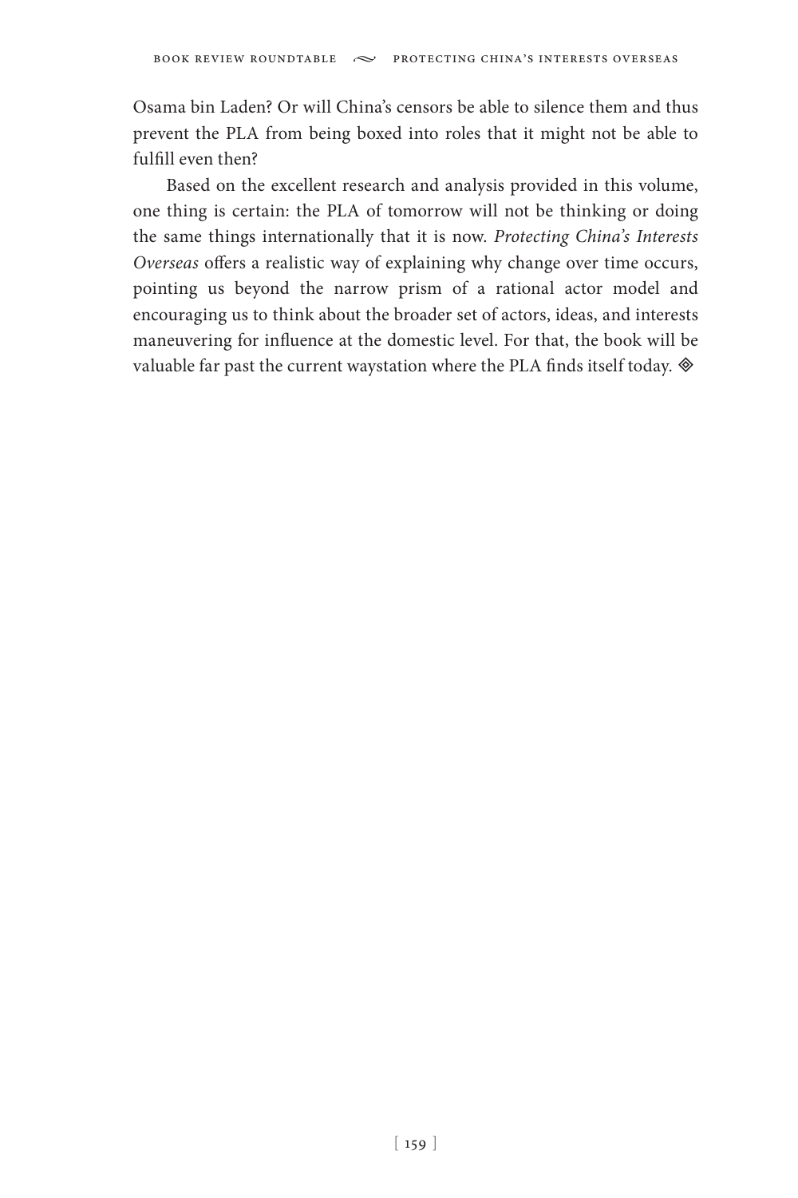Osama bin Laden? Or will China's censors be able to silence them and thus prevent the PLA from being boxed into roles that it might not be able to fulfill even then?

Based on the excellent research and analysis provided in this volume, one thing is certain: the PLA of tomorrow will not be thinking or doing the same things internationally that it is now. *Protecting China's Interests Overseas* offers a realistic way of explaining why change over time occurs, pointing us beyond the narrow prism of a rational actor model and encouraging us to think about the broader set of actors, ideas, and interests maneuvering for influence at the domestic level. For that, the book will be valuable far past the current waystation where the PLA finds itself today. ◈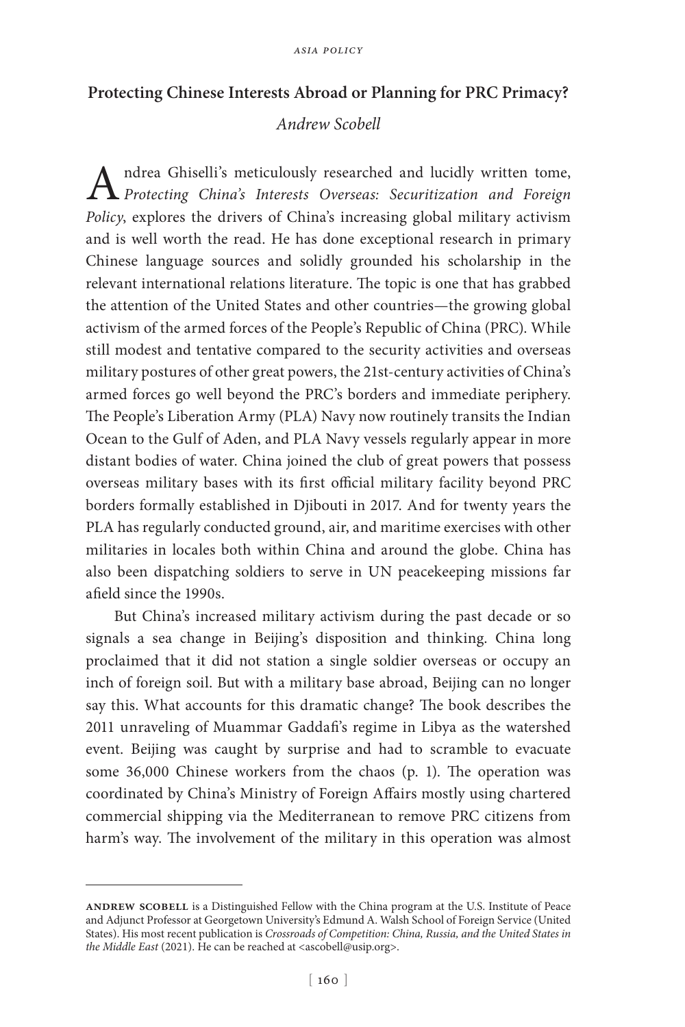## Protecting Chinese Interests Abroad or Planning for PRC Primacy?

*Andrew Scobell*

Andrea Ghiselli's meticulously researched and lucidly written tome, *Protecting China's Interests Overseas: Securitization and Foreign Policy*, explores the drivers of China's increasing global military activism and is well worth the read. He has done exceptional research in primary Chinese language sources and solidly grounded his scholarship in the relevant international relations literature. The topic is one that has grabbed the attention of the United States and other countries—the growing global activism of the armed forces of the People's Republic of China (PRC). While still modest and tentative compared to the security activities and overseas military postures of other great powers, the 21st-century activities of China's armed forces go well beyond the PRC's borders and immediate periphery. The People's Liberation Army (PLA) Navy now routinely transits the Indian Ocean to the Gulf of Aden, and PLA Navy vessels regularly appear in more distant bodies of water. China joined the club of great powers that possess overseas military bases with its first official military facility beyond PRC borders formally established in Djibouti in 2017. And for twenty years the PLA has regularly conducted ground, air, and maritime exercises with other militaries in locales both within China and around the globe. China has also been dispatching soldiers to serve in UN peacekeeping missions far afield since the 1990s.

But China's increased military activism during the past decade or so signals a sea change in Beijing's disposition and thinking. China long proclaimed that it did not station a single soldier overseas or occupy an inch of foreign soil. But with a military base abroad, Beijing can no longer say this. What accounts for this dramatic change? The book describes the 2011 unraveling of Muammar Gaddafi's regime in Libya as the watershed event. Beijing was caught by surprise and had to scramble to evacuate some 36,000 Chinese workers from the chaos (p. 1). The operation was coordinated by China's Ministry of Foreign Affairs mostly using chartered commercial shipping via the Mediterranean to remove PRC citizens from harm's way. The involvement of the military in this operation was almost

---

**Andrew Scobell** is a Distinguished Fellow with the China program at the U.S. Institute of Peace and Adjunct Professor at Georgetown University's Edmund A. Walsh School of Foreign Service (United States). His most recent publication is *Crossroads of Competition: China, Russia, and the United States in the Middle East* (2021). He can be reached at <ascobell@usip.org>.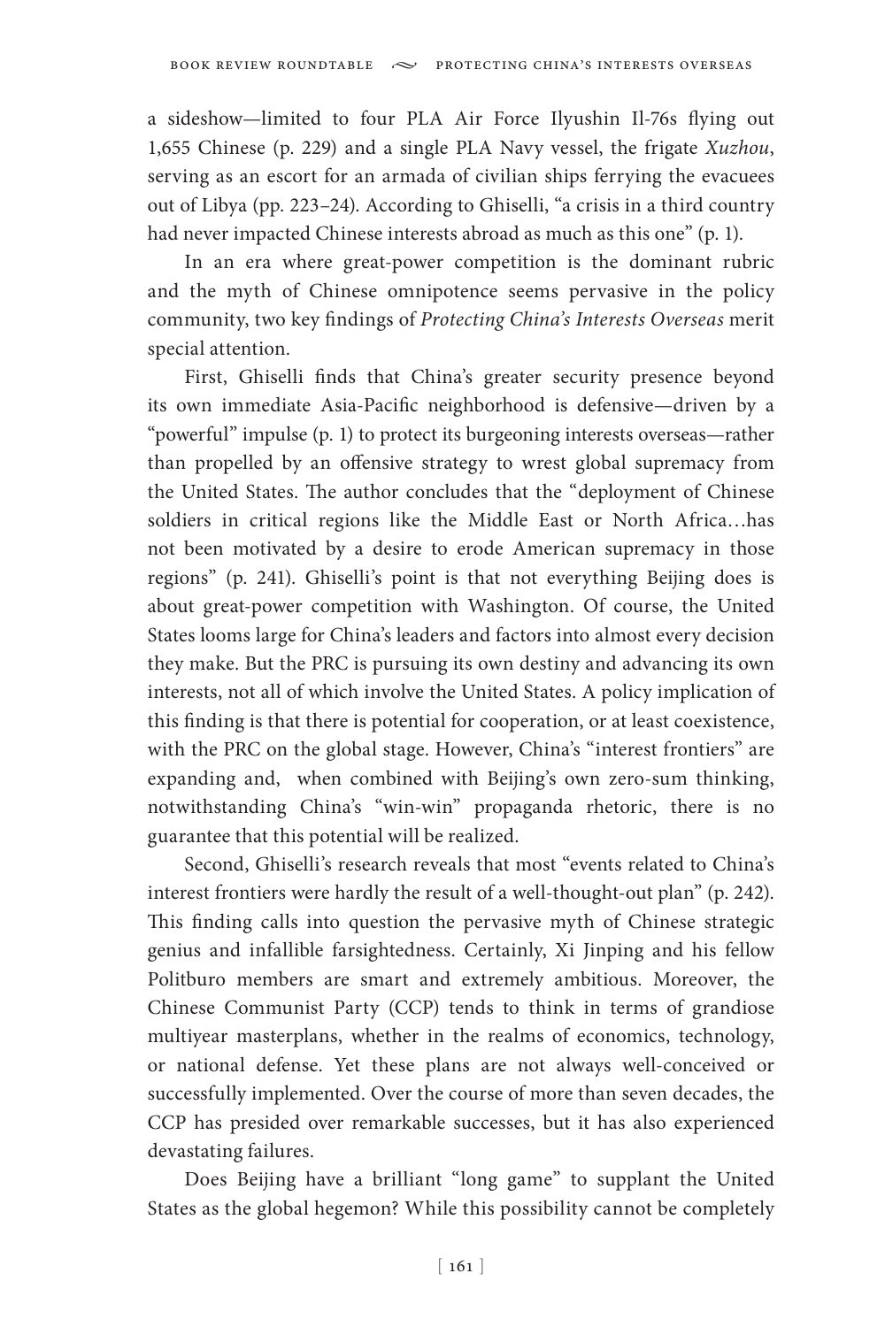a sideshow—limited to four PLA Air Force Ilyushin Il-76s flying out 1,655 Chinese (p. 229) and a single PLA Navy vessel, the frigate *Xuzhou*, serving as an escort for an armada of civilian ships ferrying the evacuees out of Libya (pp. 223–24). According to Ghiselli, "a crisis in a third country had never impacted Chinese interests abroad as much as this one" (p. 1).

In an era where great-power competition is the dominant rubric and the myth of Chinese omnipotence seems pervasive in the policy community, two key findings of *Protecting China's Interests Overseas* merit special attention.

First, Ghiselli finds that China's greater security presence beyond its own immediate Asia-Pacific neighborhood is defensive—driven by a "powerful" impulse (p. 1) to protect its burgeoning interests overseas—rather than propelled by an offensive strategy to wrest global supremacy from the United States. The author concludes that the "deployment of Chinese soldiers in critical regions like the Middle East or North Africa…has not been motivated by a desire to erode American supremacy in those regions" (p. 241). Ghiselli's point is that not everything Beijing does is about great-power competition with Washington. Of course, the United States looms large for China's leaders and factors into almost every decision they make. But the PRC is pursuing its own destiny and advancing its own interests, not all of which involve the United States. A policy implication of this finding is that there is potential for cooperation, or at least coexistence, with the PRC on the global stage. However, China's "interest frontiers" are expanding and, when combined with Beijing's own zero-sum thinking, notwithstanding China's "win-win" propaganda rhetoric, there is no guarantee that this potential will be realized.

Second, Ghiselli's research reveals that most "events related to China's interest frontiers were hardly the result of a well-thought-out plan" (p. 242). This finding calls into question the pervasive myth of Chinese strategic genius and infallible farsightedness. Certainly, Xi Jinping and his fellow Politburo members are smart and extremely ambitious. Moreover, the Chinese Communist Party (CCP) tends to think in terms of grandiose multiyear masterplans, whether in the realms of economics, technology, or national defense. Yet these plans are not always well-conceived or successfully implemented. Over the course of more than seven decades, the CCP has presided over remarkable successes, but it has also experienced devastating failures.

Does Beijing have a brilliant "long game" to supplant the United States as the global hegemon? While this possibility cannot be completely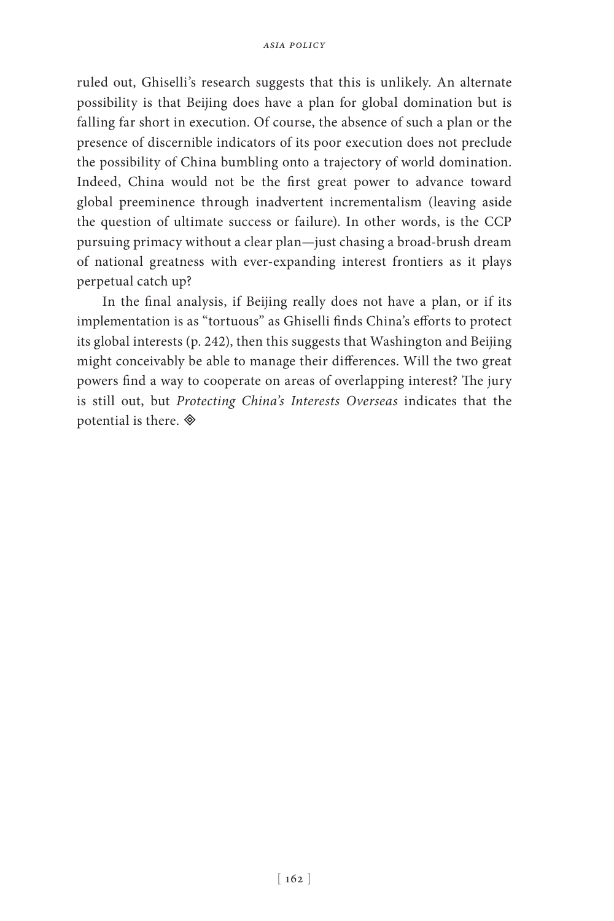ruled out, Ghiselli's research suggests that this is unlikely. An alternate possibility is that Beijing does have a plan for global domination but is falling far short in execution. Of course, the absence of such a plan or the presence of discernible indicators of its poor execution does not preclude the possibility of China bumbling onto a trajectory of world domination. Indeed, China would not be the first great power to advance toward global preeminence through inadvertent incrementalism (leaving aside the question of ultimate success or failure). In other words, is the CCP pursuing primacy without a clear plan—just chasing a broad-brush dream of national greatness with ever-expanding interest frontiers as it plays perpetual catch up?

In the final analysis, if Beijing really does not have a plan, or if its implementation is as "tortuous" as Ghiselli finds China's efforts to protect its global interests (p. 242), then this suggests that Washington and Beijing might conceivably be able to manage their differences. Will the two great powers find a way to cooperate on areas of overlapping interest? The jury is still out, but *Protecting China's Interests Overseas* indicates that the potential is there. ◈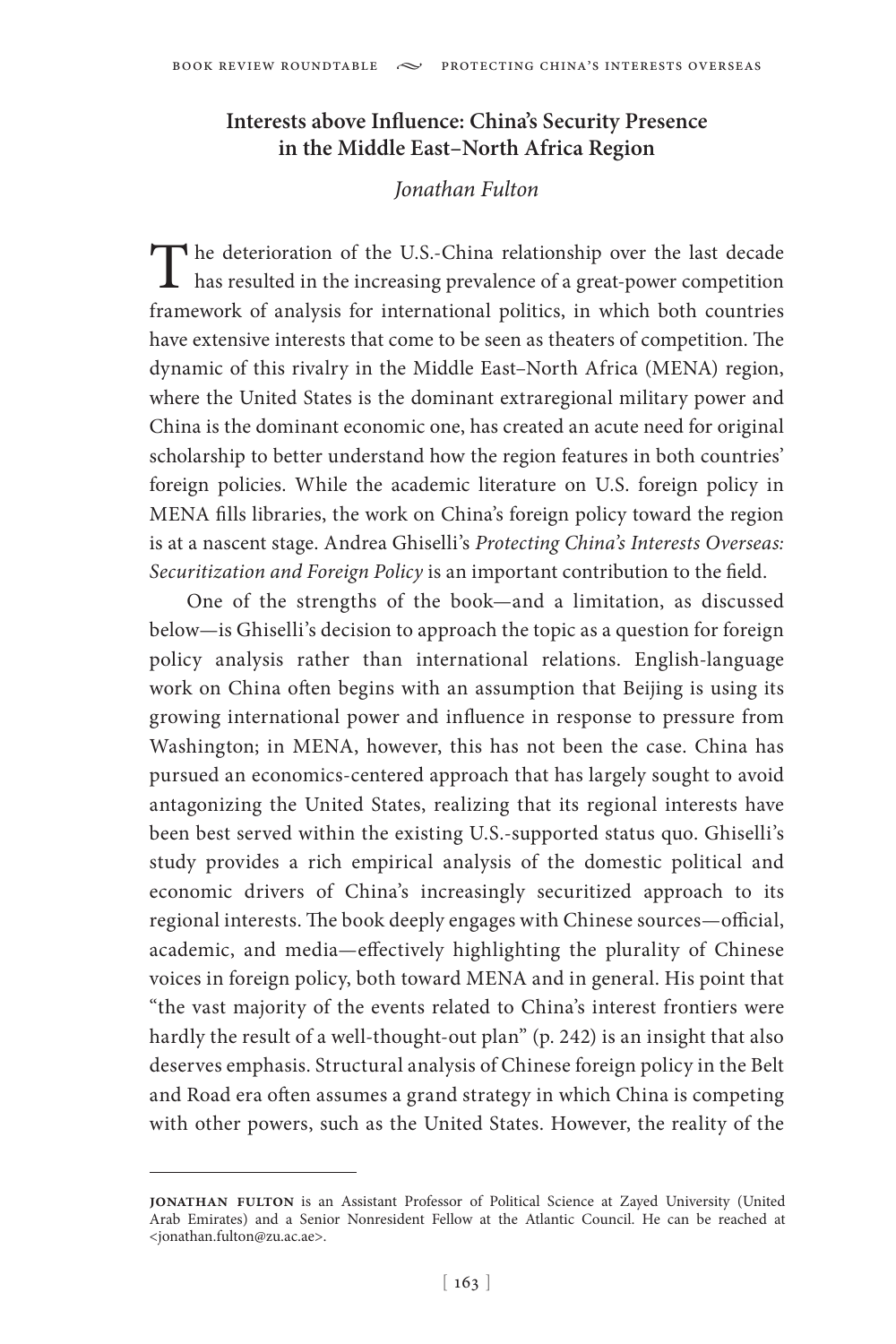## Interests above Influence: China's Security Presence in the Middle East–North Africa Region

*Jonathan Fulton*

The deterioration of the U.S.-China relationship over the last decade has resulted in the increasing prevalence of a great-power competition framework of analysis for international politics, in which both countries have extensive interests that come to be seen as theaters of competition. The dynamic of this rivalry in the Middle East–North Africa (MENA) region, where the United States is the dominant extraregional military power and China is the dominant economic one, has created an acute need for original scholarship to better understand how the region features in both countries' foreign policies. While the academic literature on U.S. foreign policy in MENA fills libraries, the work on China's foreign policy toward the region is at a nascent stage. Andrea Ghiselli's *Protecting China's Interests Overseas: Securitization and Foreign Policy* is an important contribution to the field.

One of the strengths of the book—and a limitation, as discussed below—is Ghiselli's decision to approach the topic as a question for foreign policy analysis rather than international relations. English-language work on China often begins with an assumption that Beijing is using its growing international power and influence in response to pressure from Washington; in MENA, however, this has not been the case. China has pursued an economics-centered approach that has largely sought to avoid antagonizing the United States, realizing that its regional interests have been best served within the existing U.S.-supported status quo. Ghiselli's study provides a rich empirical analysis of the domestic political and economic drivers of China's increasingly securitized approach to its regional interests. The book deeply engages with Chinese sources—official, academic, and media—effectively highlighting the plurality of Chinese voices in foreign policy, both toward MENA and in general. His point that "the vast majority of the events related to China's interest frontiers were hardly the result of a well-thought-out plan" (p. 242) is an insight that also deserves emphasis. Structural analysis of Chinese foreign policy in the Belt and Road era often assumes a grand strategy in which China is competing with other powers, such as the United States. However, the reality of the

---

**Jonathan Fulton** is an Assistant Professor of Political Science at Zayed University (United Arab Emirates) and a Senior Nonresident Fellow at the Atlantic Council. He can be reached at <jonathan.fulton@zu.ac.ae>.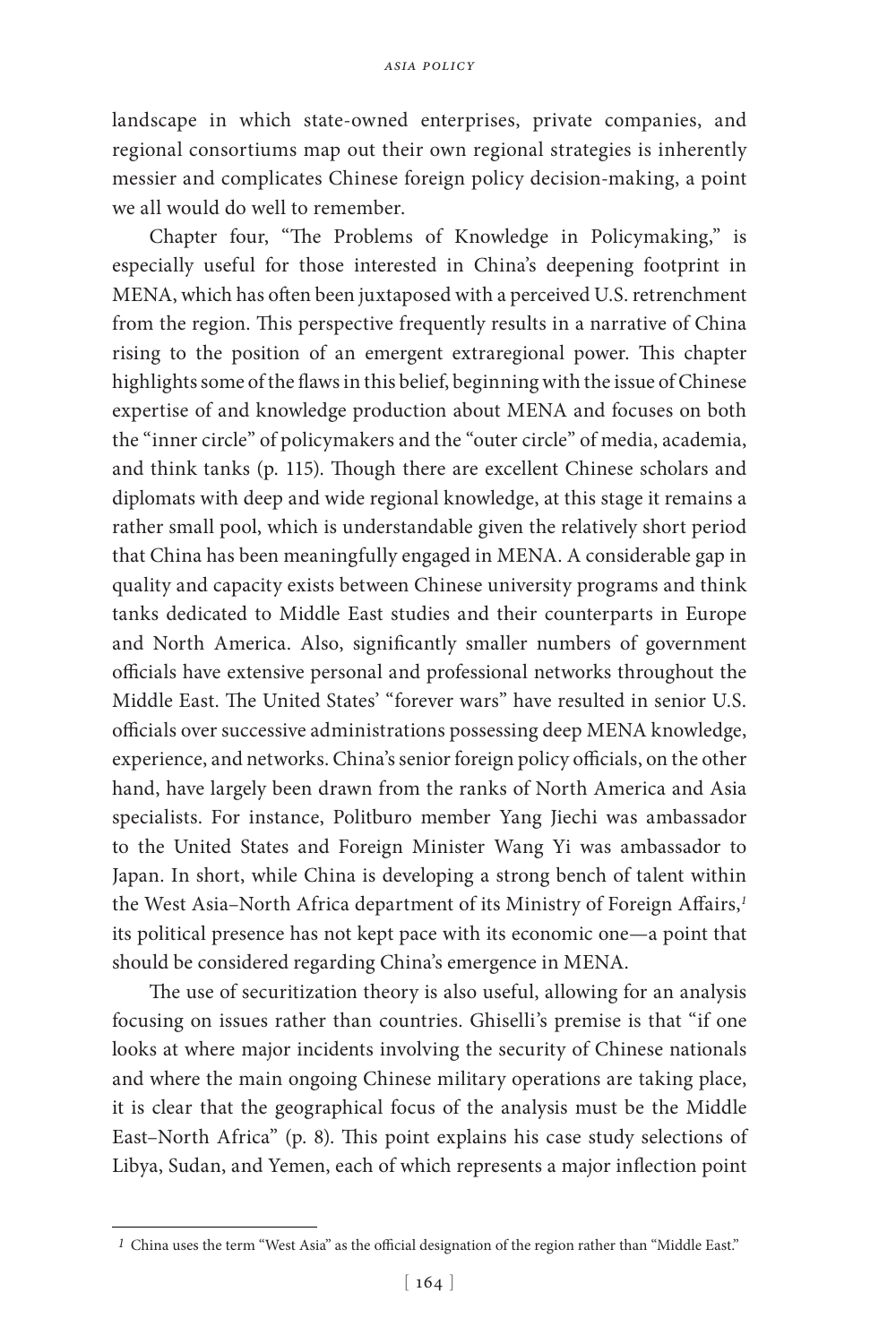landscape in which state-owned enterprises, private companies, and regional consortiums map out their own regional strategies is inherently messier and complicates Chinese foreign policy decision-making, a point we all would do well to remember.

Chapter four, "The Problems of Knowledge in Policymaking," is especially useful for those interested in China's deepening footprint in MENA, which has often been juxtaposed with a perceived U.S. retrenchment from the region. This perspective frequently results in a narrative of China rising to the position of an emergent extraregional power. This chapter highlights some of the flaws in this belief, beginning with the issue of Chinese expertise of and knowledge production about MENA and focuses on both the "inner circle" of policymakers and the "outer circle" of media, academia, and think tanks (p. 115). Though there are excellent Chinese scholars and diplomats with deep and wide regional knowledge, at this stage it remains a rather small pool, which is understandable given the relatively short period that China has been meaningfully engaged in MENA. A considerable gap in quality and capacity exists between Chinese university programs and think tanks dedicated to Middle East studies and their counterparts in Europe and North America. Also, significantly smaller numbers of government officials have extensive personal and professional networks throughout the Middle East. The United States' "forever wars" have resulted in senior U.S. officials over successive administrations possessing deep MENA knowledge, experience, and networks. China's senior foreign policy officials, on the other hand, have largely been drawn from the ranks of North America and Asia specialists. For instance, Politburo member Yang Jiechi was ambassador to the United States and Foreign Minister Wang Yi was ambassador to Japan. In short, while China is developing a strong bench of talent within the West Asia–North Africa department of its Ministry of Foreign Affairs,[1] its political presence has not kept pace with its economic one—a point that should be considered regarding China's emergence in MENA.

The use of securitization theory is also useful, allowing for an analysis focusing on issues rather than countries. Ghiselli's premise is that "if one looks at where major incidents involving the security of Chinese nationals and where the main ongoing Chinese military operations are taking place, it is clear that the geographical focus of the analysis must be the Middle East–North Africa" (p. 8). This point explains his case study selections of Libya, Sudan, and Yemen, each of which represents a major inflection point

[1] China uses the term "West Asia" as the official designation of the region rather than "Middle East."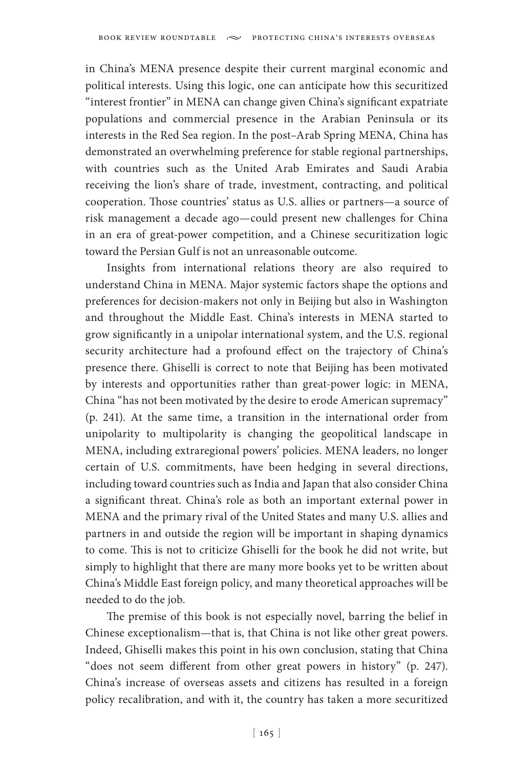in China's MENA presence despite their current marginal economic and political interests. Using this logic, one can anticipate how this securitized "interest frontier" in MENA can change given China's significant expatriate populations and commercial presence in the Arabian Peninsula or its interests in the Red Sea region. In the post–Arab Spring MENA, China has demonstrated an overwhelming preference for stable regional partnerships, with countries such as the United Arab Emirates and Saudi Arabia receiving the lion's share of trade, investment, contracting, and political cooperation. Those countries' status as U.S. allies or partners—a source of risk management a decade ago—could present new challenges for China in an era of great-power competition, and a Chinese securitization logic toward the Persian Gulf is not an unreasonable outcome.

Insights from international relations theory are also required to understand China in MENA. Major systemic factors shape the options and preferences for decision-makers not only in Beijing but also in Washington and throughout the Middle East. China's interests in MENA started to grow significantly in a unipolar international system, and the U.S. regional security architecture had a profound effect on the trajectory of China's presence there. Ghiselli is correct to note that Beijing has been motivated by interests and opportunities rather than great-power logic: in MENA, China "has not been motivated by the desire to erode American supremacy" (p. 241). At the same time, a transition in the international order from unipolarity to multipolarity is changing the geopolitical landscape in MENA, including extraregional powers' policies. MENA leaders, no longer certain of U.S. commitments, have been hedging in several directions, including toward countries such as India and Japan that also consider China a significant threat. China's role as both an important external power in MENA and the primary rival of the United States and many U.S. allies and partners in and outside the region will be important in shaping dynamics to come. This is not to criticize Ghiselli for the book he did not write, but simply to highlight that there are many more books yet to be written about China's Middle East foreign policy, and many theoretical approaches will be needed to do the job.

The premise of this book is not especially novel, barring the belief in Chinese exceptionalism—that is, that China is not like other great powers. Indeed, Ghiselli makes this point in his own conclusion, stating that China "does not seem different from other great powers in history" (p. 247). China's increase of overseas assets and citizens has resulted in a foreign policy recalibration, and with it, the country has taken a more securitized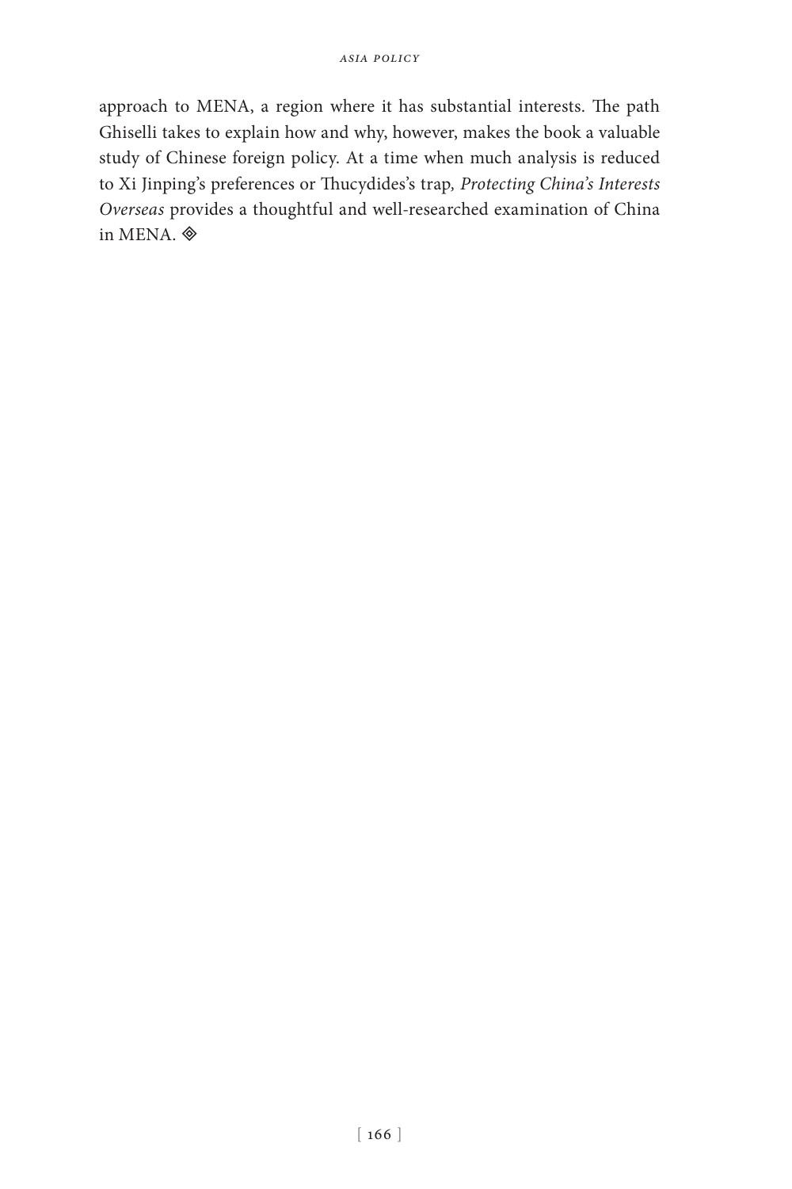approach to MENA, a region where it has substantial interests. The path Ghiselli takes to explain how and why, however, makes the book a valuable study of Chinese foreign policy. At a time when much analysis is reduced to Xi Jinping's preferences or Thucydides's trap, *Protecting China's Interests Overseas* provides a thoughtful and well-researched examination of China in MENA. ◈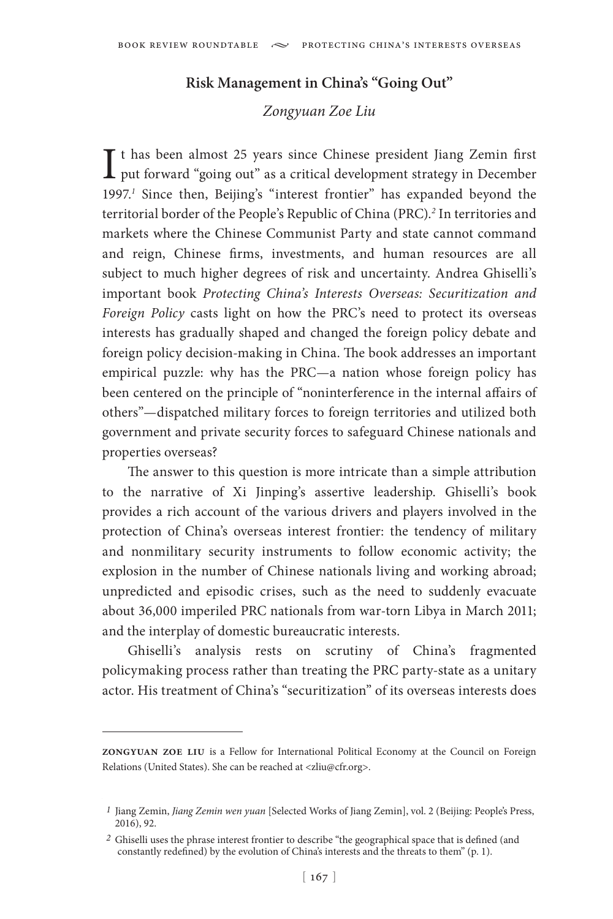## Risk Management in China's "Going Out"

*Zongyuan Zoe Liu*

It has been almost 25 years since Chinese president Jiang Zemin first put forward "going out" as a critical development strategy in December 1997.[1] Since then, Beijing's "interest frontier" has expanded beyond the territorial border of the People's Republic of China (PRC).[2] In territories and markets where the Chinese Communist Party and state cannot command and reign, Chinese firms, investments, and human resources are all subject to much higher degrees of risk and uncertainty. Andrea Ghiselli's important book *Protecting China's Interests Overseas: Securitization and Foreign Policy* casts light on how the PRC's need to protect its overseas interests has gradually shaped and changed the foreign policy debate and foreign policy decision-making in China. The book addresses an important empirical puzzle: why has the PRC—a nation whose foreign policy has been centered on the principle of "noninterference in the internal affairs of others"—dispatched military forces to foreign territories and utilized both government and private security forces to safeguard Chinese nationals and properties overseas?

The answer to this question is more intricate than a simple attribution to the narrative of Xi Jinping's assertive leadership. Ghiselli's book provides a rich account of the various drivers and players involved in the protection of China's overseas interest frontier: the tendency of military and nonmilitary security instruments to follow economic activity; the explosion in the number of Chinese nationals living and working abroad; unpredicted and episodic crises, such as the need to suddenly evacuate about 36,000 imperiled PRC nationals from war-torn Libya in March 2011; and the interplay of domestic bureaucratic interests.

Ghiselli's analysis rests on scrutiny of China's fragmented policymaking process rather than treating the PRC party-state as a unitary actor. His treatment of China's "securitization" of its overseas interests does

---

**zongyuan zoe liu** is a Fellow for International Political Economy at the Council on Foreign Relations (United States). She can be reached at <zliu@cfr.org>.

[1] Jiang Zemin, *Jiang Zemin wen yuan* [Selected Works of Jiang Zemin], vol. 2 (Beijing: People's Press, 2016), 92.

[2] Ghiselli uses the phrase interest frontier to describe "the geographical space that is defined (and constantly redefined) by the evolution of China's interests and the threats to them" (p. 1).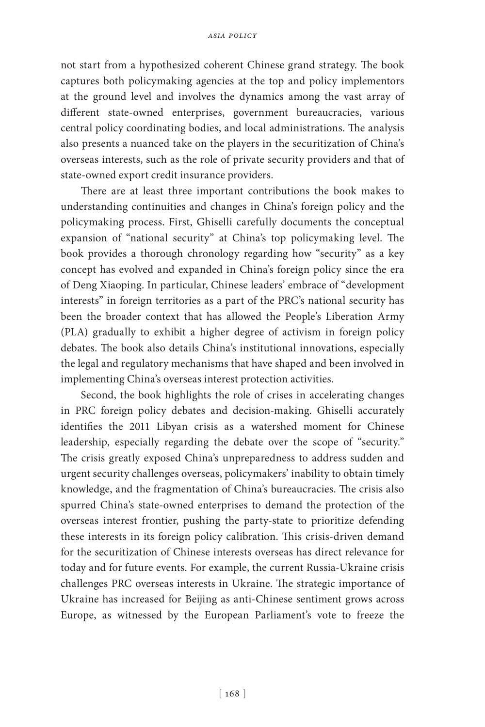not start from a hypothesized coherent Chinese grand strategy. The book captures both policymaking agencies at the top and policy implementors at the ground level and involves the dynamics among the vast array of different state-owned enterprises, government bureaucracies, various central policy coordinating bodies, and local administrations. The analysis also presents a nuanced take on the players in the securitization of China's overseas interests, such as the role of private security providers and that of state-owned export credit insurance providers.

There are at least three important contributions the book makes to understanding continuities and changes in China's foreign policy and the policymaking process. First, Ghiselli carefully documents the conceptual expansion of "national security" at China's top policymaking level. The book provides a thorough chronology regarding how "security" as a key concept has evolved and expanded in China's foreign policy since the era of Deng Xiaoping. In particular, Chinese leaders' embrace of "development interests" in foreign territories as a part of the PRC's national security has been the broader context that has allowed the People's Liberation Army (PLA) gradually to exhibit a higher degree of activism in foreign policy debates. The book also details China's institutional innovations, especially the legal and regulatory mechanisms that have shaped and been involved in implementing China's overseas interest protection activities.

Second, the book highlights the role of crises in accelerating changes in PRC foreign policy debates and decision-making. Ghiselli accurately identifies the 2011 Libyan crisis as a watershed moment for Chinese leadership, especially regarding the debate over the scope of "security." The crisis greatly exposed China's unpreparedness to address sudden and urgent security challenges overseas, policymakers' inability to obtain timely knowledge, and the fragmentation of China's bureaucracies. The crisis also spurred China's state-owned enterprises to demand the protection of the overseas interest frontier, pushing the party-state to prioritize defending these interests in its foreign policy calibration. This crisis-driven demand for the securitization of Chinese interests overseas has direct relevance for today and for future events. For example, the current Russia-Ukraine crisis challenges PRC overseas interests in Ukraine. The strategic importance of Ukraine has increased for Beijing as anti-Chinese sentiment grows across Europe, as witnessed by the European Parliament's vote to freeze the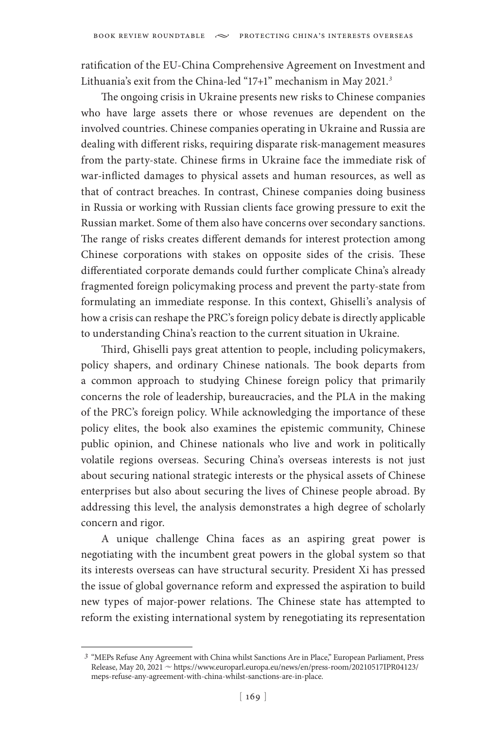ratification of the EU-China Comprehensive Agreement on Investment and Lithuania's exit from the China-led "17+1" mechanism in May 2021.[3]

The ongoing crisis in Ukraine presents new risks to Chinese companies who have large assets there or whose revenues are dependent on the involved countries. Chinese companies operating in Ukraine and Russia are dealing with different risks, requiring disparate risk-management measures from the party-state. Chinese firms in Ukraine face the immediate risk of war-inflicted damages to physical assets and human resources, as well as that of contract breaches. In contrast, Chinese companies doing business in Russia or working with Russian clients face growing pressure to exit the Russian market. Some of them also have concerns over secondary sanctions. The range of risks creates different demands for interest protection among Chinese corporations with stakes on opposite sides of the crisis. These differentiated corporate demands could further complicate China's already fragmented foreign policymaking process and prevent the party-state from formulating an immediate response. In this context, Ghiselli's analysis of how a crisis can reshape the PRC's foreign policy debate is directly applicable to understanding China's reaction to the current situation in Ukraine.

Third, Ghiselli pays great attention to people, including policymakers, policy shapers, and ordinary Chinese nationals. The book departs from a common approach to studying Chinese foreign policy that primarily concerns the role of leadership, bureaucracies, and the PLA in the making of the PRC's foreign policy. While acknowledging the importance of these policy elites, the book also examines the epistemic community, Chinese public opinion, and Chinese nationals who live and work in politically volatile regions overseas. Securing China's overseas interests is not just about securing national strategic interests or the physical assets of Chinese enterprises but also about securing the lives of Chinese people abroad. By addressing this level, the analysis demonstrates a high degree of scholarly concern and rigor.

A unique challenge China faces as an aspiring great power is negotiating with the incumbent great powers in the global system so that its interests overseas can have structural security. President Xi has pressed the issue of global governance reform and expressed the aspiration to build new types of major-power relations. The Chinese state has attempted to reform the existing international system by renegotiating its representation

---

[3] "MEPs Refuse Any Agreement with China whilst Sanctions Are in Place," European Parliament, Press Release, May 20, 2021 ~ https://www.europarl.europa.eu/news/en/press-room/20210517IPR04123/meps-refuse-any-agreement-with-china-whilst-sanctions-are-in-place.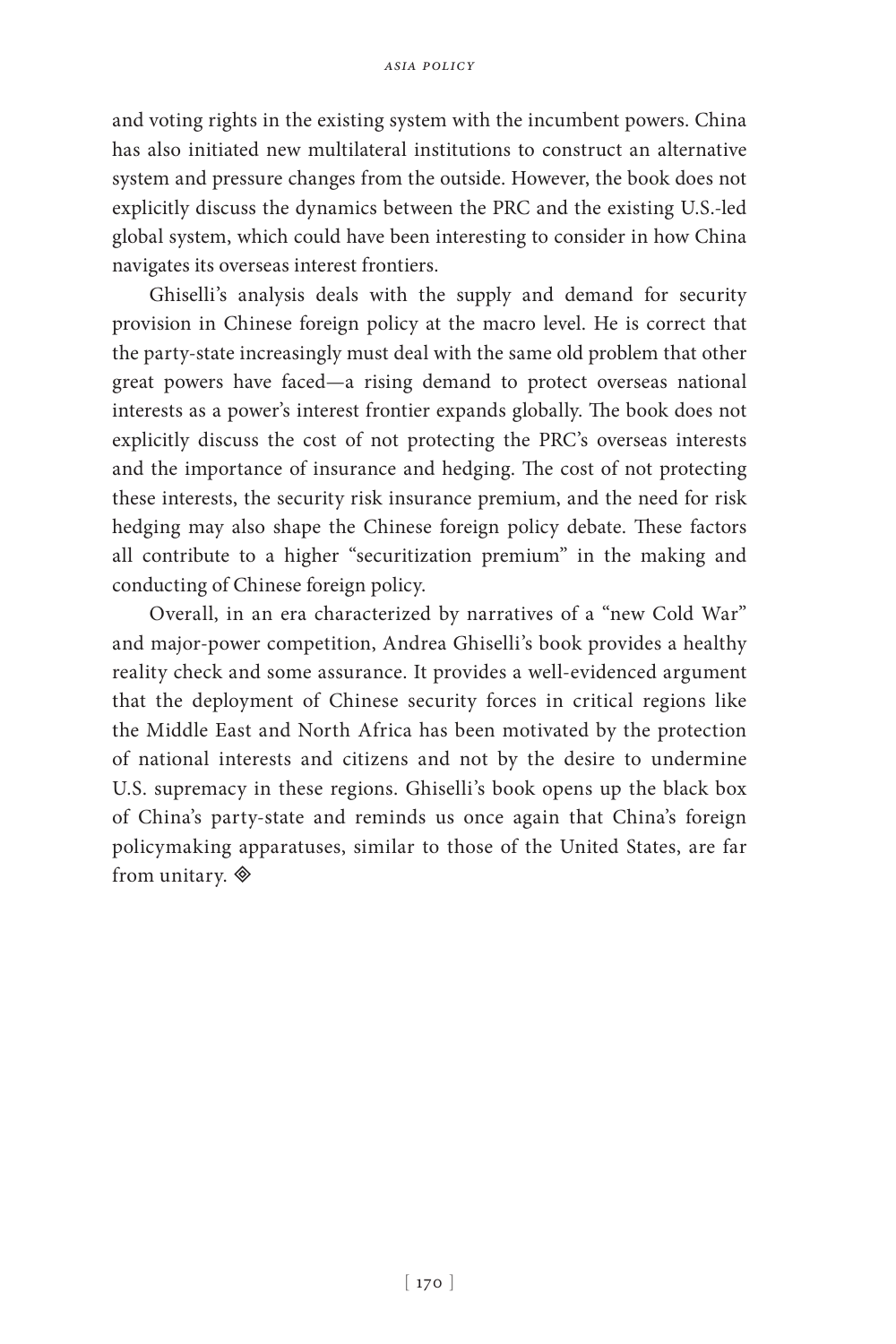and voting rights in the existing system with the incumbent powers. China has also initiated new multilateral institutions to construct an alternative system and pressure changes from the outside. However, the book does not explicitly discuss the dynamics between the PRC and the existing U.S.-led global system, which could have been interesting to consider in how China navigates its overseas interest frontiers.

Ghiselli's analysis deals with the supply and demand for security provision in Chinese foreign policy at the macro level. He is correct that the party-state increasingly must deal with the same old problem that other great powers have faced—a rising demand to protect overseas national interests as a power's interest frontier expands globally. The book does not explicitly discuss the cost of not protecting the PRC's overseas interests and the importance of insurance and hedging. The cost of not protecting these interests, the security risk insurance premium, and the need for risk hedging may also shape the Chinese foreign policy debate. These factors all contribute to a higher "securitization premium" in the making and conducting of Chinese foreign policy.

Overall, in an era characterized by narratives of a "new Cold War" and major-power competition, Andrea Ghiselli's book provides a healthy reality check and some assurance. It provides a well-evidenced argument that the deployment of Chinese security forces in critical regions like the Middle East and North Africa has been motivated by the protection of national interests and citizens and not by the desire to undermine U.S. supremacy in these regions. Ghiselli's book opens up the black box of China's party-state and reminds us once again that China's foreign policymaking apparatuses, similar to those of the United States, are far from unitary. ◈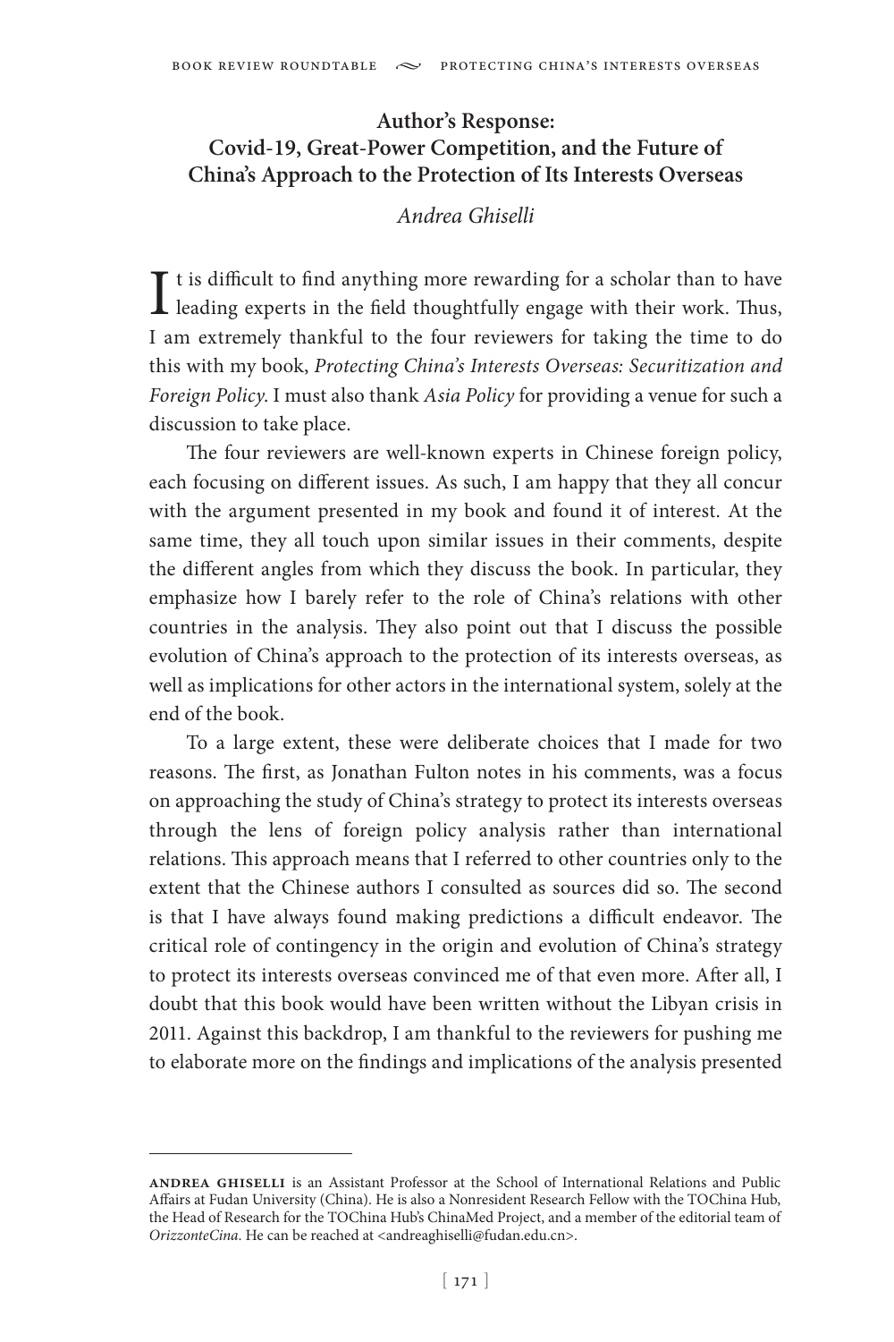## Author's Response: Covid-19, Great-Power Competition, and the Future of China's Approach to the Protection of Its Interests Overseas

*Andrea Ghiselli*

It is difficult to find anything more rewarding for a scholar than to have leading experts in the field thoughtfully engage with their work. Thus, I am extremely thankful to the four reviewers for taking the time to do this with my book, *Protecting China's Interests Overseas: Securitization and Foreign Policy*. I must also thank *Asia Policy* for providing a venue for such a discussion to take place.

The four reviewers are well-known experts in Chinese foreign policy, each focusing on different issues. As such, I am happy that they all concur with the argument presented in my book and found it of interest. At the same time, they all touch upon similar issues in their comments, despite the different angles from which they discuss the book. In particular, they emphasize how I barely refer to the role of China's relations with other countries in the analysis. They also point out that I discuss the possible evolution of China's approach to the protection of its interests overseas, as well as implications for other actors in the international system, solely at the end of the book.

To a large extent, these were deliberate choices that I made for two reasons. The first, as Jonathan Fulton notes in his comments, was a focus on approaching the study of China's strategy to protect its interests overseas through the lens of foreign policy analysis rather than international relations. This approach means that I referred to other countries only to the extent that the Chinese authors I consulted as sources did so. The second is that I have always found making predictions a difficult endeavor. The critical role of contingency in the origin and evolution of China's strategy to protect its interests overseas convinced me of that even more. After all, I doubt that this book would have been written without the Libyan crisis in 2011. Against this backdrop, I am thankful to the reviewers for pushing me to elaborate more on the findings and implications of the analysis presented

---

**Andrea Ghiselli** is an Assistant Professor at the School of International Relations and Public Affairs at Fudan University (China). He is also a Nonresident Research Fellow with the TOChina Hub, the Head of Research for the TOChina Hub's ChinaMed Project, and a member of the editorial team of *OrizzonteCina*. He can be reached at <andreaghiselli@fudan.edu.cn>.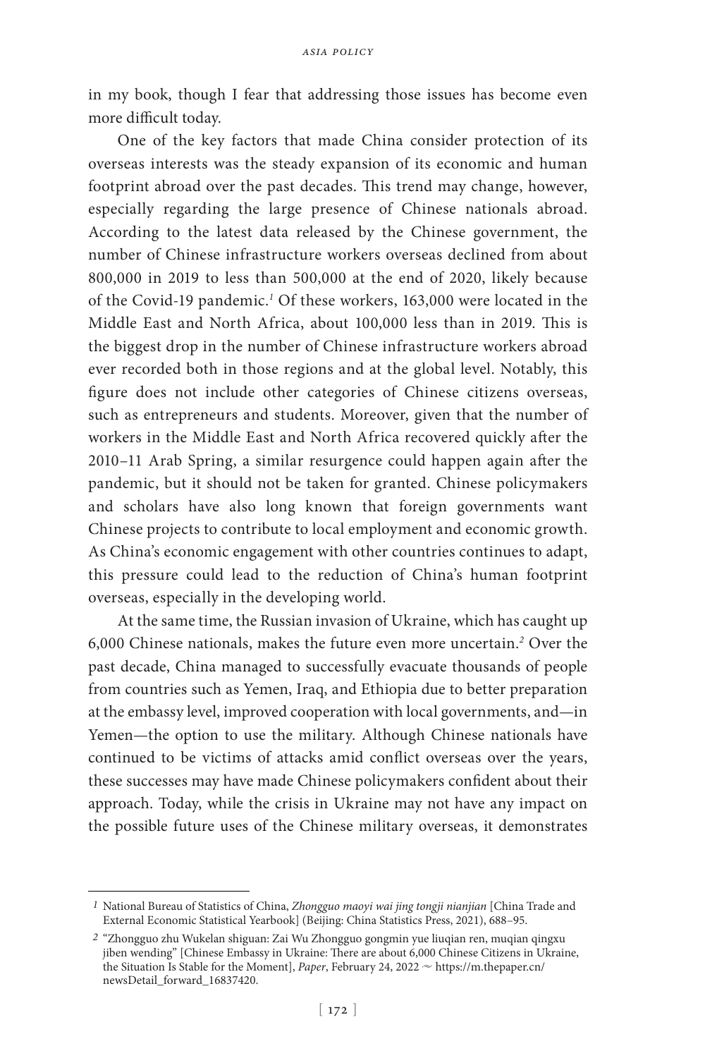in my book, though I fear that addressing those issues has become even more difficult today.

One of the key factors that made China consider protection of its overseas interests was the steady expansion of its economic and human footprint abroad over the past decades. This trend may change, however, especially regarding the large presence of Chinese nationals abroad. According to the latest data released by the Chinese government, the number of Chinese infrastructure workers overseas declined from about 800,000 in 2019 to less than 500,000 at the end of 2020, likely because of the Covid-19 pandemic.[1] Of these workers, 163,000 were located in the Middle East and North Africa, about 100,000 less than in 2019. This is the biggest drop in the number of Chinese infrastructure workers abroad ever recorded both in those regions and at the global level. Notably, this figure does not include other categories of Chinese citizens overseas, such as entrepreneurs and students. Moreover, given that the number of workers in the Middle East and North Africa recovered quickly after the 2010–11 Arab Spring, a similar resurgence could happen again after the pandemic, but it should not be taken for granted. Chinese policymakers and scholars have also long known that foreign governments want Chinese projects to contribute to local employment and economic growth. As China's economic engagement with other countries continues to adapt, this pressure could lead to the reduction of China's human footprint overseas, especially in the developing world.

At the same time, the Russian invasion of Ukraine, which has caught up 6,000 Chinese nationals, makes the future even more uncertain.[2] Over the past decade, China managed to successfully evacuate thousands of people from countries such as Yemen, Iraq, and Ethiopia due to better preparation at the embassy level, improved cooperation with local governments, and—in Yemen—the option to use the military. Although Chinese nationals have continued to be victims of attacks amid conflict overseas over the years, these successes may have made Chinese policymakers confident about their approach. Today, while the crisis in Ukraine may not have any impact on the possible future uses of the Chinese military overseas, it demonstrates

---

[1] National Bureau of Statistics of China, *Zhongguo maoyi wai jing tongji nianjian* [China Trade and External Economic Statistical Yearbook] (Beijing: China Statistics Press, 2021), 688–95.

[2] "Zhongguo zhu Wukelan shiguan: Zai Wu Zhongguo gongmin yue liuqian ren, muqian qingxu jiben wending" [Chinese Embassy in Ukraine: There are about 6,000 Chinese Citizens in Ukraine, the Situation Is Stable for the Moment], *Paper*, February 24, 2022 ~ https://m.thepaper.cn/newsDetail_forward_16837420.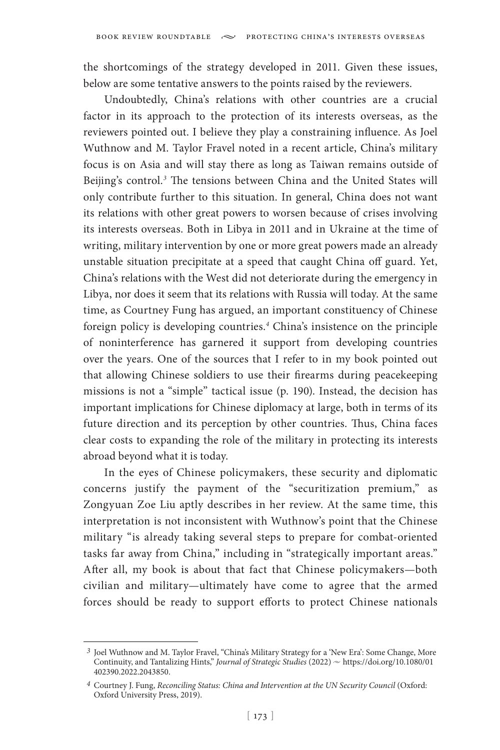the shortcomings of the strategy developed in 2011. Given these issues, below are some tentative answers to the points raised by the reviewers.

Undoubtedly, China's relations with other countries are a crucial factor in its approach to the protection of its interests overseas, as the reviewers pointed out. I believe they play a constraining influence. As Joel Wuthnow and M. Taylor Fravel noted in a recent article, China's military focus is on Asia and will stay there as long as Taiwan remains outside of Beijing's control.[3] The tensions between China and the United States will only contribute further to this situation. In general, China does not want its relations with other great powers to worsen because of crises involving its interests overseas. Both in Libya in 2011 and in Ukraine at the time of writing, military intervention by one or more great powers made an already unstable situation precipitate at a speed that caught China off guard. Yet, China's relations with the West did not deteriorate during the emergency in Libya, nor does it seem that its relations with Russia will today. At the same time, as Courtney Fung has argued, an important constituency of Chinese foreign policy is developing countries.[4] China's insistence on the principle of noninterference has garnered it support from developing countries over the years. One of the sources that I refer to in my book pointed out that allowing Chinese soldiers to use their firearms during peacekeeping missions is not a "simple" tactical issue (p. 190). Instead, the decision has important implications for Chinese diplomacy at large, both in terms of its future direction and its perception by other countries. Thus, China faces clear costs to expanding the role of the military in protecting its interests abroad beyond what it is today.

In the eyes of Chinese policymakers, these security and diplomatic concerns justify the payment of the "securitization premium," as Zongyuan Zoe Liu aptly describes in her review. At the same time, this interpretation is not inconsistent with Wuthnow's point that the Chinese military "is already taking several steps to prepare for combat-oriented tasks far away from China," including in "strategically important areas." After all, my book is about that fact that Chinese policymakers—both civilian and military—ultimately have come to agree that the armed forces should be ready to support efforts to protect Chinese nationals

---

[3] Joel Wuthnow and M. Taylor Fravel, "China's Military Strategy for a 'New Era': Some Change, More Continuity, and Tantalizing Hints," *Journal of Strategic Studies* (2022) ~ https://doi.org/10.1080/01402390.2022.2043850.

[4] Courtney J. Fung, *Reconciling Status: China and Intervention at the UN Security Council* (Oxford: Oxford University Press, 2019).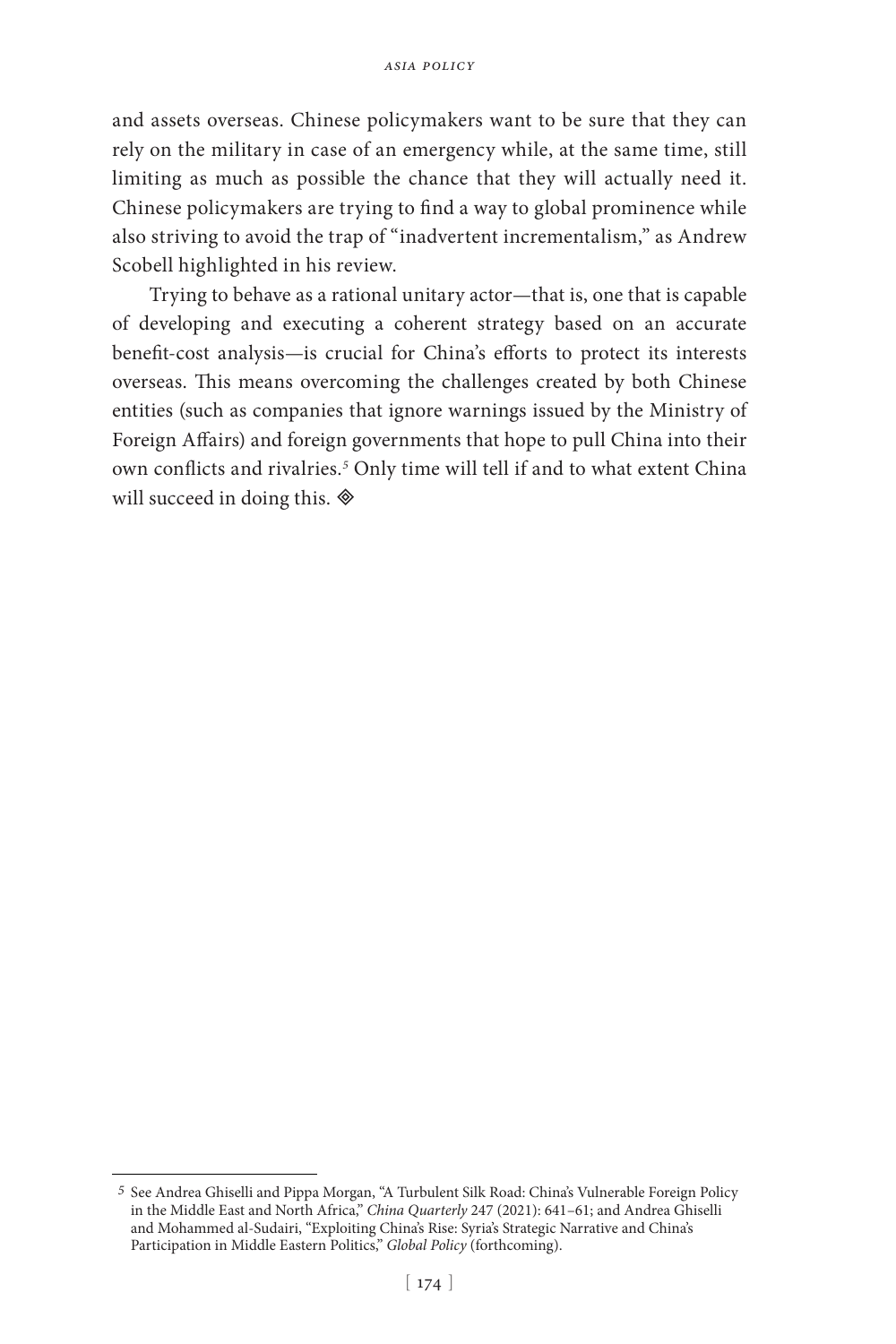and assets overseas. Chinese policymakers want to be sure that they can rely on the military in case of an emergency while, at the same time, still limiting as much as possible the chance that they will actually need it. Chinese policymakers are trying to find a way to global prominence while also striving to avoid the trap of "inadvertent incrementalism," as Andrew Scobell highlighted in his review.

Trying to behave as a rational unitary actor—that is, one that is capable of developing and executing a coherent strategy based on an accurate benefit-cost analysis—is crucial for China's efforts to protect its interests overseas. This means overcoming the challenges created by both Chinese entities (such as companies that ignore warnings issued by the Ministry of Foreign Affairs) and foreign governments that hope to pull China into their own conflicts and rivalries.[5] Only time will tell if and to what extent China will succeed in doing this. ◈

---

[5] See Andrea Ghiselli and Pippa Morgan, "A Turbulent Silk Road: China's Vulnerable Foreign Policy in the Middle East and North Africa," *China Quarterly* 247 (2021): 641–61; and Andrea Ghiselli and Mohammed al-Sudairi, "Exploiting China's Rise: Syria's Strategic Narrative and China's Participation in Middle Eastern Politics," *Global Policy* (forthcoming).